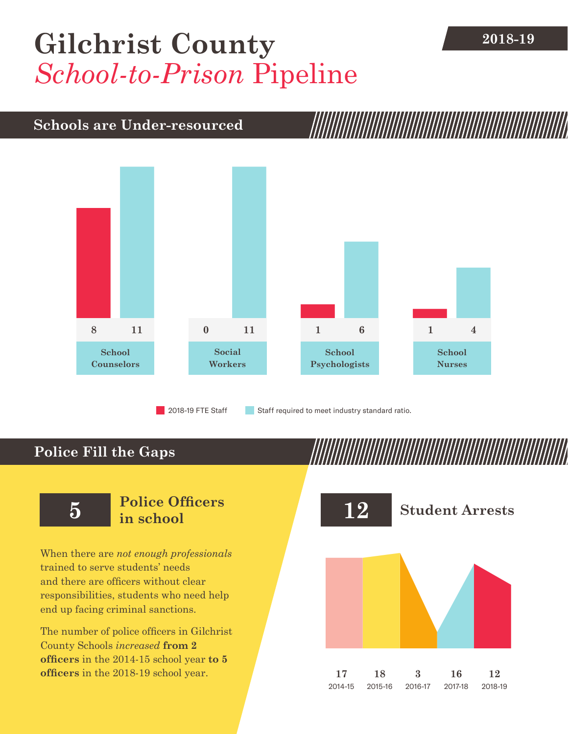# Gilchrist County

## *School-to-Prison* Pipeline

2018-19

## Schools are Under-resourced

| | 2018-19 FTE Staff | Staff required to meet industry standard ratio. |
|---|---|---|
| School Counselors | 8 | 11 |
| Social Workers | 0 | 11 |
| School Psychologists | 1 | 6 |
| School Nurses | 1 | 4 |

## Police Fill the Gaps

**5** **Police Officers in school**

When there are *not enough professionals* trained to serve students' needs and there are officers without clear responsibilities, students who need help end up facing criminal sanctions.

The number of police officers in Gilchrist County Schools *increased* **from 2 officers** in the 2014-15 school year **to 5 officers** in the 2018-19 school year.

**12** **Student Arrests**

| 2014-15 | 2015-16 | 2016-17 | 2017-18 | 2018-19 |
|---|---|---|---|---|
| 17 | 18 | 3 | 16 | 12 |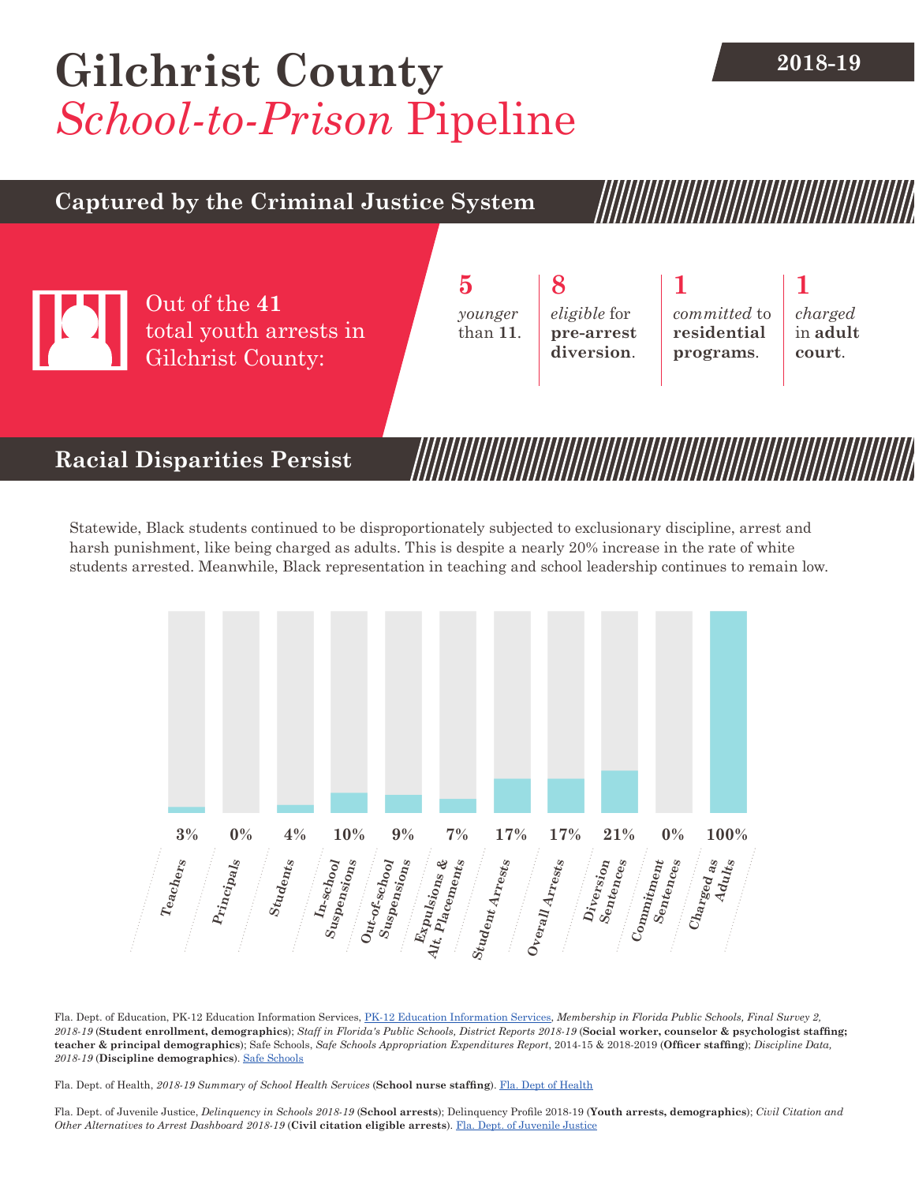# Gilchrist County
# *School-to-Prison* Pipeline

2018-19

## Captured by the Criminal Justice System

Out of the **41** total youth arrests in Gilchrist County:

**5** *younger* than **11**.

**8** *eligible* for **pre-arrest diversion**.

**1** *committed* to **residential programs**.

**1** *charged* in **adult court**.

## Racial Disparities Persist

Statewide, Black students continued to be disproportionately subjected to exclusionary discipline, arrest and harsh punishment, like being charged as adults. This is despite a nearly 20% increase in the rate of white students arrested. Meanwhile, Black representation in teaching and school leadership continues to remain low.

3% Teachers
0% Principals
4% Students
10% In-school Suspensions
9% Out-of-school Suspensions
7% Expulsions & Alt. Placements
17% Student Arrests
17% Overall Arrests
21% Diversion Sentences
0% Commitment Sentences
100% Charged as Adults

Fla. Dept. of Education, PK-12 Education Information Services, PK-12 Education Information Services, *Membership in Florida Public Schools, Final Survey 2, 2018-19* (**Student enrollment, demographics**); *Staff in Florida's Public Schools, District Reports 2018-19* (**Social worker, counselor & psychologist staffing; teacher & principal demographics**); Safe Schools, *Safe Schools Appropriation Expenditures Report*, 2014-15 & 2018-2019 (**Officer staffing**); *Discipline Data, 2018-19* (**Discipline demographics**). Safe Schools

Fla. Dept. of Health, *2018-19 Summary of School Health Services* (**School nurse staffing**). Fla. Dept of Health

Fla. Dept. of Juvenile Justice, *Delinquency in Schools 2018-19* (**School arrests**); Delinquency Profile 2018-19 (**Youth arrests, demographics**); *Civil Citation and Other Alternatives to Arrest Dashboard 2018-19* (**Civil citation eligible arrests**). Fla. Dept. of Juvenile Justice